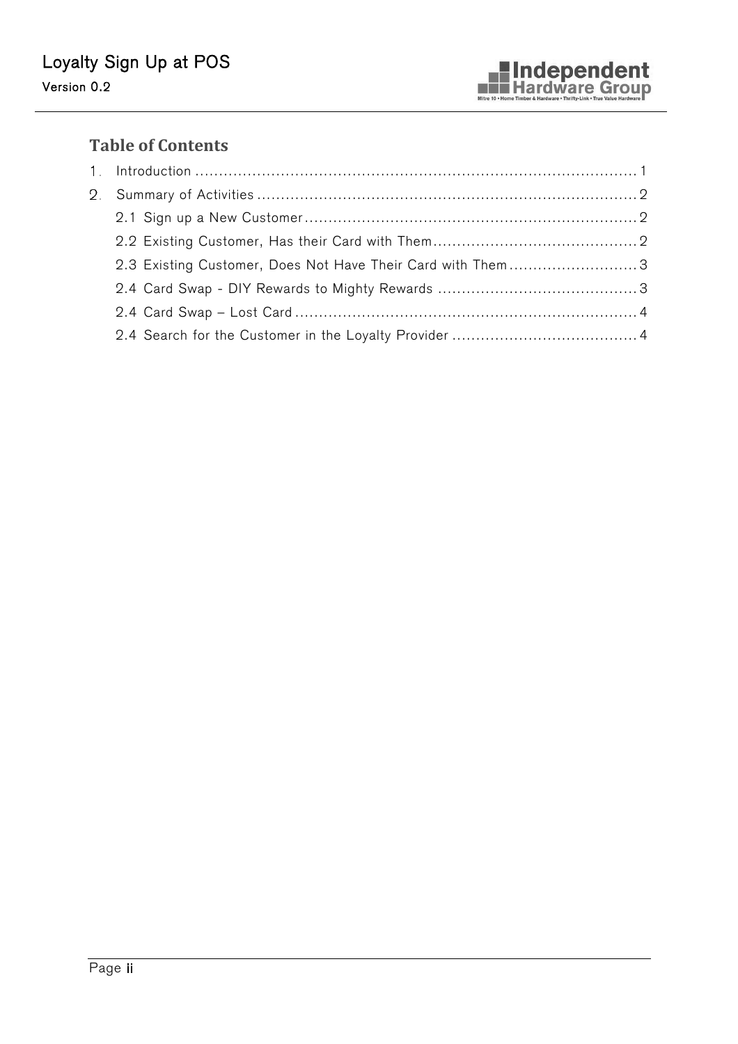## Table of Contents

1. Introduction ........................................................................................ 1
2. Summary of Activities .......................................................................... 2
   - 2.1 Sign up a New Customer ................................................................ 2
   - 2.2 Existing Customer, Has their Card with Them ..................................... 2
   - 2.3 Existing Customer, Does Not Have Their Card with Them ....................... 3
   - 2.4 Card Swap - DIY Rewards to Mighty Rewards ...................................... 3
   - 2.4 Card Swap – Lost Card ................................................................... 4
   - 2.4 Search for the Customer in the Loyalty Provider .................................. 4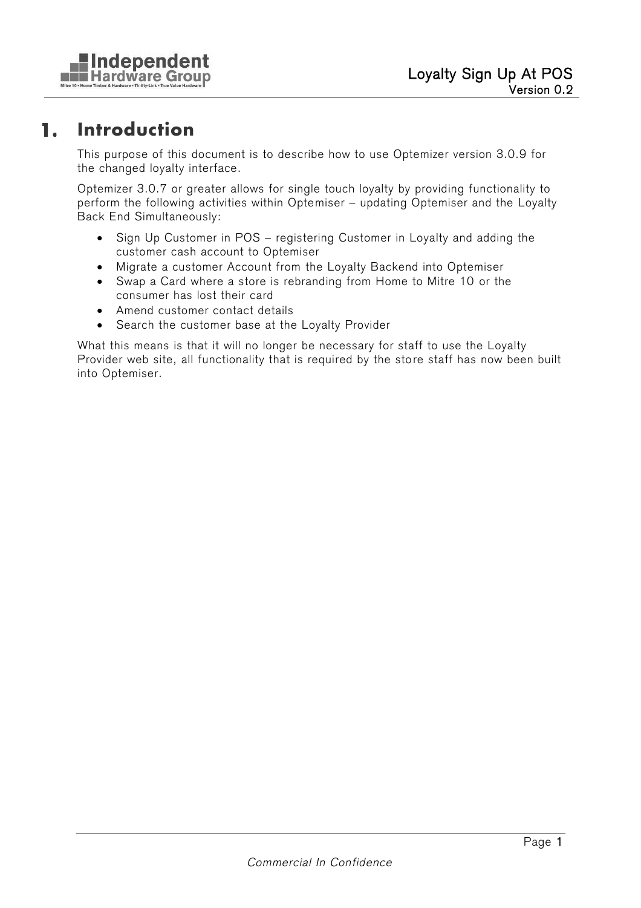# 1. Introduction

This purpose of this document is to describe how to use Optemizer version 3.0.9 for the changed loyalty interface.

Optemizer 3.0.7 or greater allows for single touch loyalty by providing functionality to perform the following activities within Optemiser – updating Optemiser and the Loyalty Back End Simultaneously:

- Sign Up Customer in POS – registering Customer in Loyalty and adding the customer cash account to Optemiser
- Migrate a customer Account from the Loyalty Backend into Optemiser
- Swap a Card where a store is rebranding from Home to Mitre 10 or the consumer has lost their card
- Amend customer contact details
- Search the customer base at the Loyalty Provider

What this means is that it will no longer be necessary for staff to use the Loyalty Provider web site, all functionality that is required by the store staff has now been built into Optemiser.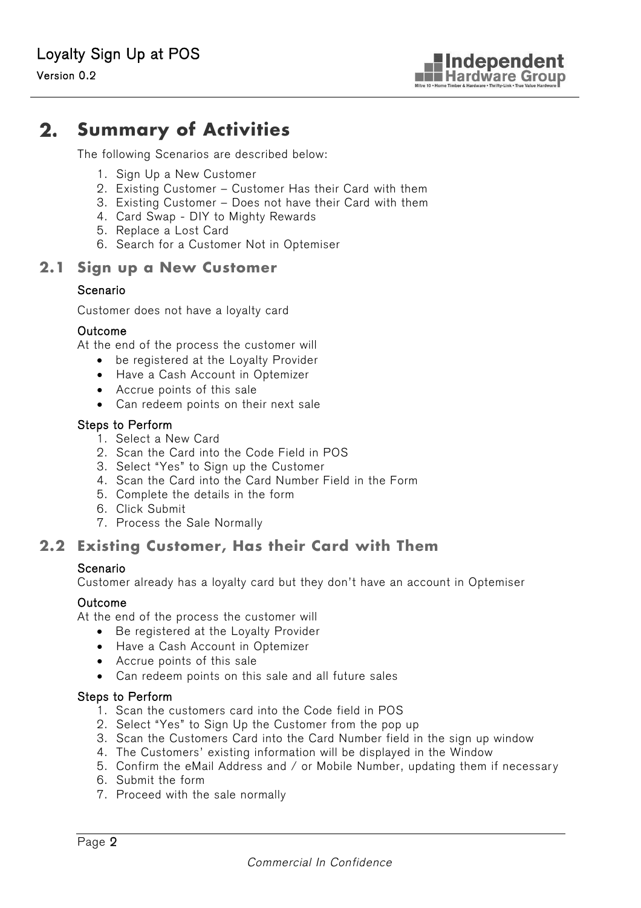# 2. Summary of Activities

The following Scenarios are described below:

1. Sign Up a New Customer
2. Existing Customer – Customer Has their Card with them
3. Existing Customer – Does not have their Card with them
4. Card Swap - DIY to Mighty Rewards
5. Replace a Lost Card
6. Search for a Customer Not in Optemiser

## 2.1 Sign up a New Customer

### Scenario

Customer does not have a loyalty card

### Outcome

At the end of the process the customer will

- be registered at the Loyalty Provider
- Have a Cash Account in Optemizer
- Accrue points of this sale
- Can redeem points on their next sale

### Steps to Perform

1. Select a New Card
2. Scan the Card into the Code Field in POS
3. Select "Yes" to Sign up the Customer
4. Scan the Card into the Card Number Field in the Form
5. Complete the details in the form
6. Click Submit
7. Process the Sale Normally

## 2.2 Existing Customer, Has their Card with Them

### Scenario

Customer already has a loyalty card but they don't have an account in Optemiser

### Outcome

At the end of the process the customer will

- Be registered at the Loyalty Provider
- Have a Cash Account in Optemizer
- Accrue points of this sale
- Can redeem points on this sale and all future sales

### Steps to Perform

1. Scan the customers card into the Code field in POS
2. Select "Yes" to Sign Up the Customer from the pop up
3. Scan the Customers Card into the Card Number field in the sign up window
4. The Customers' existing information will be displayed in the Window
5. Confirm the eMail Address and / or Mobile Number, updating them if necessary
6. Submit the form
7. Proceed with the sale normally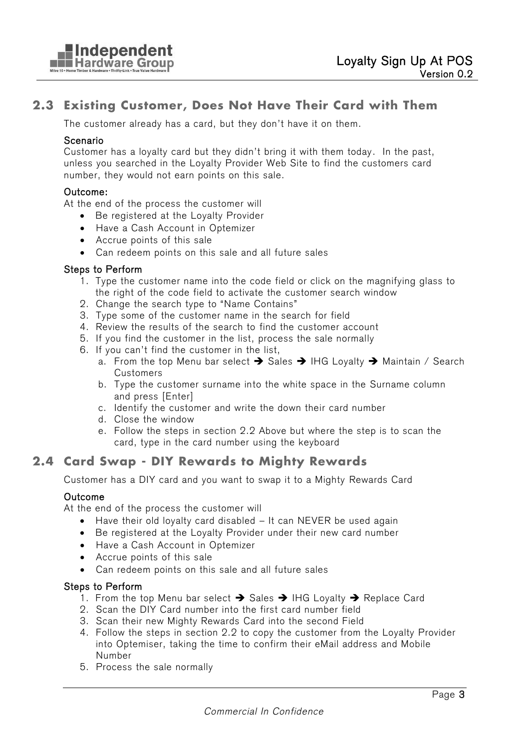## 2.3 Existing Customer, Does Not Have Their Card with Them

The customer already has a card, but they don't have it on them.

**Scenario**

Customer has a loyalty card but they didn't bring it with them today. In the past, unless you searched in the Loyalty Provider Web Site to find the customers card number, they would not earn points on this sale.

**Outcome:**

At the end of the process the customer will

- Be registered at the Loyalty Provider
- Have a Cash Account in Optemizer
- Accrue points of this sale
- Can redeem points on this sale and all future sales

**Steps to Perform**

1. Type the customer name into the code field or click on the magnifying glass to the right of the code field to activate the customer search window
2. Change the search type to "Name Contains"
3. Type some of the customer name in the search for field
4. Review the results of the search to find the customer account
5. If you find the customer in the list, process the sale normally
6. If you can't find the customer in the list,
    a. From the top Menu bar select ➔ Sales ➔ IHG Loyalty ➔ Maintain / Search Customers
    b. Type the customer surname into the white space in the Surname column and press [Enter]
    c. Identify the customer and write the down their card number
    d. Close the window
    e. Follow the steps in section 2.2 Above but where the step is to scan the card, type in the card number using the keyboard

## 2.4 Card Swap - DIY Rewards to Mighty Rewards

Customer has a DIY card and you want to swap it to a Mighty Rewards Card

**Outcome**

At the end of the process the customer will

- Have their old loyalty card disabled – It can NEVER be used again
- Be registered at the Loyalty Provider under their new card number
- Have a Cash Account in Optemizer
- Accrue points of this sale
- Can redeem points on this sale and all future sales

**Steps to Perform**

1. From the top Menu bar select ➔ Sales ➔ IHG Loyalty ➔ Replace Card
2. Scan the DIY Card number into the first card number field
3. Scan their new Mighty Rewards Card into the second Field
4. Follow the steps in section 2.2 to copy the customer from the Loyalty Provider into Optemiser, taking the time to confirm their eMail address and Mobile Number
5. Process the sale normally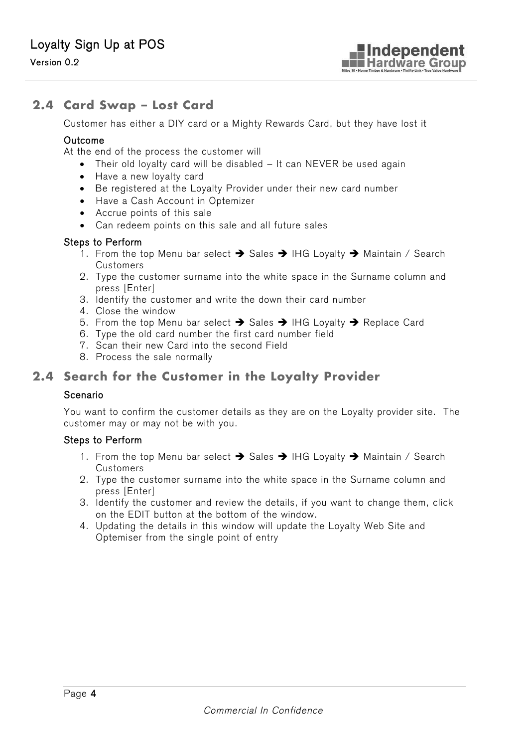## 2.4 Card Swap – Lost Card

Customer has either a DIY card or a Mighty Rewards Card, but they have lost it

### Outcome

At the end of the process the customer will

- Their old loyalty card will be disabled – It can NEVER be used again
- Have a new loyalty card
- Be registered at the Loyalty Provider under their new card number
- Have a Cash Account in Optemizer
- Accrue points of this sale
- Can redeem points on this sale and all future sales

### Steps to Perform

1. From the top Menu bar select ➔ Sales ➔ IHG Loyalty ➔ Maintain / Search Customers
2. Type the customer surname into the white space in the Surname column and press [Enter]
3. Identify the customer and write the down their card number
4. Close the window
5. From the top Menu bar select ➔ Sales ➔ IHG Loyalty ➔ Replace Card
6. Type the old card number the first card number field
7. Scan their new Card into the second Field
8. Process the sale normally

## 2.4 Search for the Customer in the Loyalty Provider

### Scenario

You want to confirm the customer details as they are on the Loyalty provider site. The customer may or may not be with you.

### Steps to Perform

1. From the top Menu bar select ➔ Sales ➔ IHG Loyalty ➔ Maintain / Search Customers
2. Type the customer surname into the white space in the Surname column and press [Enter]
3. Identify the customer and review the details, if you want to change them, click on the EDIT button at the bottom of the window.
4. Updating the details in this window will update the Loyalty Web Site and Optemiser from the single point of entry